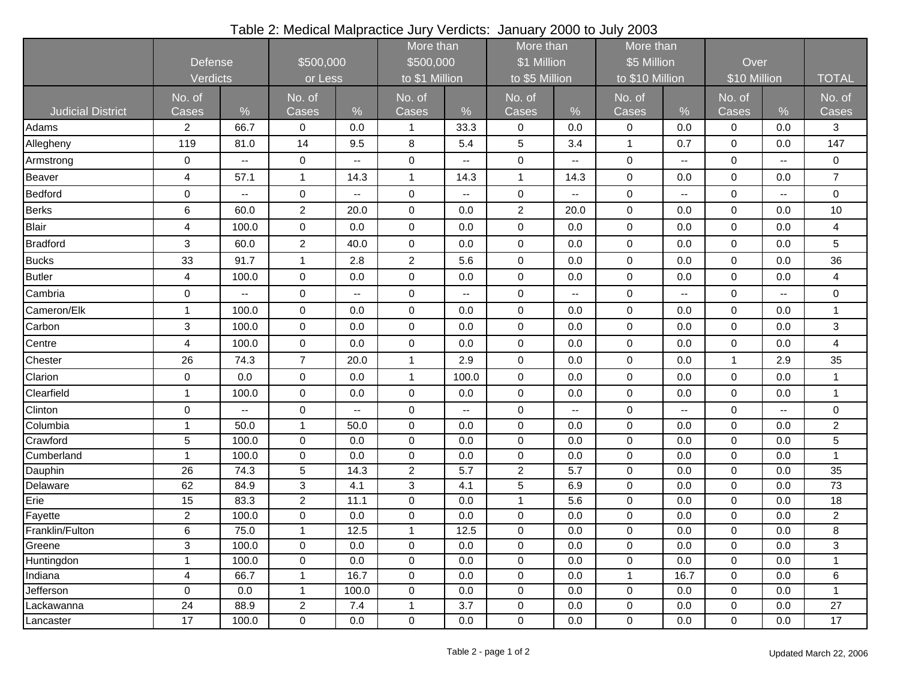# Table 2: Medical Malpractice Jury Verdicts: January 2000 to July 2003

| | Defense Verdicts | | $500,000 or Less | | More than $500,000 to $1 Million | | More than $1 Million to $5 Million | | More than $5 Million to $10 Million | | Over $10 Million | | TOTAL |
|---|---|---|---|---|---|---|---|---|---|---|---|---|---|
| Judicial District | No. of Cases | % | No. of Cases | % | No. of Cases | % | No. of Cases | % | No. of Cases | % | No. of Cases | % | No. of Cases |
| Adams | 2 | 66.7 | 0 | 0.0 | 1 | 33.3 | 0 | 0.0 | 0 | 0.0 | 0 | 0.0 | 3 |
| Allegheny | 119 | 81.0 | 14 | 9.5 | 8 | 5.4 | 5 | 3.4 | 1 | 0.7 | 0 | 0.0 | 147 |
| Armstrong | 0 | -- | 0 | -- | 0 | -- | 0 | -- | 0 | -- | 0 | -- | 0 |
| Beaver | 4 | 57.1 | 1 | 14.3 | 1 | 14.3 | 1 | 14.3 | 0 | 0.0 | 0 | 0.0 | 7 |
| Bedford | 0 | -- | 0 | -- | 0 | -- | 0 | -- | 0 | -- | 0 | -- | 0 |
| Berks | 6 | 60.0 | 2 | 20.0 | 0 | 0.0 | 2 | 20.0 | 0 | 0.0 | 0 | 0.0 | 10 |
| Blair | 4 | 100.0 | 0 | 0.0 | 0 | 0.0 | 0 | 0.0 | 0 | 0.0 | 0 | 0.0 | 4 |
| Bradford | 3 | 60.0 | 2 | 40.0 | 0 | 0.0 | 0 | 0.0 | 0 | 0.0 | 0 | 0.0 | 5 |
| Bucks | 33 | 91.7 | 1 | 2.8 | 2 | 5.6 | 0 | 0.0 | 0 | 0.0 | 0 | 0.0 | 36 |
| Butler | 4 | 100.0 | 0 | 0.0 | 0 | 0.0 | 0 | 0.0 | 0 | 0.0 | 0 | 0.0 | 4 |
| Cambria | 0 | -- | 0 | -- | 0 | -- | 0 | -- | 0 | -- | 0 | -- | 0 |
| Cameron/Elk | 1 | 100.0 | 0 | 0.0 | 0 | 0.0 | 0 | 0.0 | 0 | 0.0 | 0 | 0.0 | 1 |
| Carbon | 3 | 100.0 | 0 | 0.0 | 0 | 0.0 | 0 | 0.0 | 0 | 0.0 | 0 | 0.0 | 3 |
| Centre | 4 | 100.0 | 0 | 0.0 | 0 | 0.0 | 0 | 0.0 | 0 | 0.0 | 0 | 0.0 | 4 |
| Chester | 26 | 74.3 | 7 | 20.0 | 1 | 2.9 | 0 | 0.0 | 0 | 0.0 | 1 | 2.9 | 35 |
| Clarion | 0 | 0.0 | 0 | 0.0 | 1 | 100.0 | 0 | 0.0 | 0 | 0.0 | 0 | 0.0 | 1 |
| Clearfield | 1 | 100.0 | 0 | 0.0 | 0 | 0.0 | 0 | 0.0 | 0 | 0.0 | 0 | 0.0 | 1 |
| Clinton | 0 | -- | 0 | -- | 0 | -- | 0 | -- | 0 | -- | 0 | -- | 0 |
| Columbia | 1 | 50.0 | 1 | 50.0 | 0 | 0.0 | 0 | 0.0 | 0 | 0.0 | 0 | 0.0 | 2 |
| Crawford | 5 | 100.0 | 0 | 0.0 | 0 | 0.0 | 0 | 0.0 | 0 | 0.0 | 0 | 0.0 | 5 |
| Cumberland | 1 | 100.0 | 0 | 0.0 | 0 | 0.0 | 0 | 0.0 | 0 | 0.0 | 0 | 0.0 | 1 |
| Dauphin | 26 | 74.3 | 5 | 14.3 | 2 | 5.7 | 2 | 5.7 | 0 | 0.0 | 0 | 0.0 | 35 |
| Delaware | 62 | 84.9 | 3 | 4.1 | 3 | 4.1 | 5 | 6.9 | 0 | 0.0 | 0 | 0.0 | 73 |
| Erie | 15 | 83.3 | 2 | 11.1 | 0 | 0.0 | 1 | 5.6 | 0 | 0.0 | 0 | 0.0 | 18 |
| Fayette | 2 | 100.0 | 0 | 0.0 | 0 | 0.0 | 0 | 0.0 | 0 | 0.0 | 0 | 0.0 | 2 |
| Franklin/Fulton | 6 | 75.0 | 1 | 12.5 | 1 | 12.5 | 0 | 0.0 | 0 | 0.0 | 0 | 0.0 | 8 |
| Greene | 3 | 100.0 | 0 | 0.0 | 0 | 0.0 | 0 | 0.0 | 0 | 0.0 | 0 | 0.0 | 3 |
| Huntingdon | 1 | 100.0 | 0 | 0.0 | 0 | 0.0 | 0 | 0.0 | 0 | 0.0 | 0 | 0.0 | 1 |
| Indiana | 4 | 66.7 | 1 | 16.7 | 0 | 0.0 | 0 | 0.0 | 1 | 16.7 | 0 | 0.0 | 6 |
| Jefferson | 0 | 0.0 | 1 | 100.0 | 0 | 0.0 | 0 | 0.0 | 0 | 0.0 | 0 | 0.0 | 1 |
| Lackawanna | 24 | 88.9 | 2 | 7.4 | 1 | 3.7 | 0 | 0.0 | 0 | 0.0 | 0 | 0.0 | 27 |
| Lancaster | 17 | 100.0 | 0 | 0.0 | 0 | 0.0 | 0 | 0.0 | 0 | 0.0 | 0 | 0.0 | 17 |

Updated March 22, 2006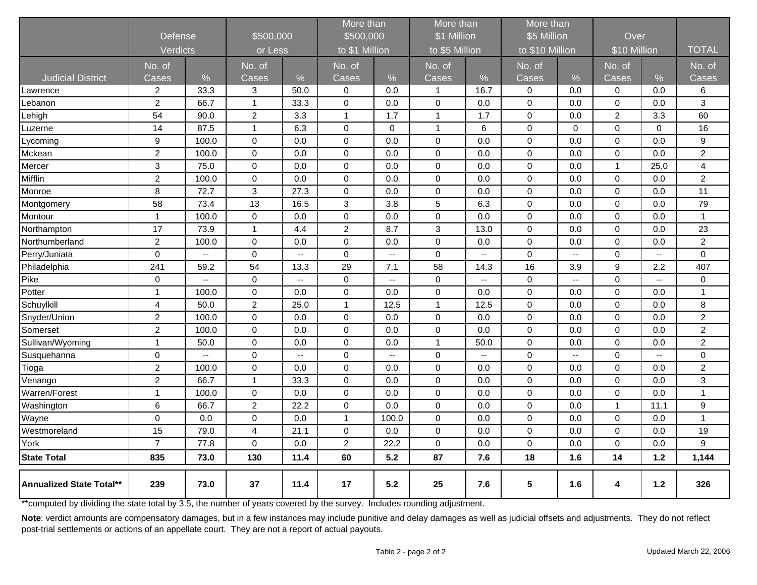| | Defense Verdicts | | $500,000 or Less | | More than $500,000 to $1 Million | | More than $1 Million to $5 Million | | More than $5 Million to $10 Million | | Over $10 Million | | TOTAL |
|---|---|---|---|---|---|---|---|---|---|---|---|---|---|
| Judicial District | No. of Cases | % | No. of Cases | % | No. of Cases | % | No. of Cases | % | No. of Cases | % | No. of Cases | % | No. of Cases |
| Lawrence | 2 | 33.3 | 3 | 50.0 | 0 | 0.0 | 1 | 16.7 | 0 | 0.0 | 0 | 0.0 | 6 |
| Lebanon | 2 | 66.7 | 1 | 33.3 | 0 | 0.0 | 0 | 0.0 | 0 | 0.0 | 0 | 0.0 | 3 |
| Lehigh | 54 | 90.0 | 2 | 3.3 | 1 | 1.7 | 1 | 1.7 | 0 | 0.0 | 2 | 3.3 | 60 |
| Luzerne | 14 | 87.5 | 1 | 6.3 | 0 | 0 | 1 | 6 | 0 | 0 | 0 | 0 | 16 |
| Lycoming | 9 | 100.0 | 0 | 0.0 | 0 | 0.0 | 0 | 0.0 | 0 | 0.0 | 0 | 0.0 | 9 |
| Mckean | 2 | 100.0 | 0 | 0.0 | 0 | 0.0 | 0 | 0.0 | 0 | 0.0 | 0 | 0.0 | 2 |
| Mercer | 3 | 75.0 | 0 | 0.0 | 0 | 0.0 | 0 | 0.0 | 0 | 0.0 | 1 | 25.0 | 4 |
| Mifflin | 2 | 100.0 | 0 | 0.0 | 0 | 0.0 | 0 | 0.0 | 0 | 0.0 | 0 | 0.0 | 2 |
| Monroe | 8 | 72.7 | 3 | 27.3 | 0 | 0.0 | 0 | 0.0 | 0 | 0.0 | 0 | 0.0 | 11 |
| Montgomery | 58 | 73.4 | 13 | 16.5 | 3 | 3.8 | 5 | 6.3 | 0 | 0.0 | 0 | 0.0 | 79 |
| Montour | 1 | 100.0 | 0 | 0.0 | 0 | 0.0 | 0 | 0.0 | 0 | 0.0 | 0 | 0.0 | 1 |
| Northampton | 17 | 73.9 | 1 | 4.4 | 2 | 8.7 | 3 | 13.0 | 0 | 0.0 | 0 | 0.0 | 23 |
| Northumberland | 2 | 100.0 | 0 | 0.0 | 0 | 0.0 | 0 | 0.0 | 0 | 0.0 | 0 | 0.0 | 2 |
| Perry/Juniata | 0 | -- | 0 | -- | 0 | -- | 0 | -- | 0 | -- | 0 | -- | 0 |
| Philadelphia | 241 | 59.2 | 54 | 13.3 | 29 | 7.1 | 58 | 14.3 | 16 | 3.9 | 9 | 2.2 | 407 |
| Pike | 0 | -- | 0 | -- | 0 | -- | 0 | -- | 0 | -- | 0 | -- | 0 |
| Potter | 1 | 100.0 | 0 | 0.0 | 0 | 0.0 | 0 | 0.0 | 0 | 0.0 | 0 | 0.0 | 1 |
| Schuylkill | 4 | 50.0 | 2 | 25.0 | 1 | 12.5 | 1 | 12.5 | 0 | 0.0 | 0 | 0.0 | 8 |
| Snyder/Union | 2 | 100.0 | 0 | 0.0 | 0 | 0.0 | 0 | 0.0 | 0 | 0.0 | 0 | 0.0 | 2 |
| Somerset | 2 | 100.0 | 0 | 0.0 | 0 | 0.0 | 0 | 0.0 | 0 | 0.0 | 0 | 0.0 | 2 |
| Sullivan/Wyoming | 1 | 50.0 | 0 | 0.0 | 0 | 0.0 | 1 | 50.0 | 0 | 0.0 | 0 | 0.0 | 2 |
| Susquehanna | 0 | -- | 0 | -- | 0 | -- | 0 | -- | 0 | -- | 0 | -- | 0 |
| Tioga | 2 | 100.0 | 0 | 0.0 | 0 | 0.0 | 0 | 0.0 | 0 | 0.0 | 0 | 0.0 | 2 |
| Venango | 2 | 66.7 | 1 | 33.3 | 0 | 0.0 | 0 | 0.0 | 0 | 0.0 | 0 | 0.0 | 3 |
| Warren/Forest | 1 | 100.0 | 0 | 0.0 | 0 | 0.0 | 0 | 0.0 | 0 | 0.0 | 0 | 0.0 | 1 |
| Washington | 6 | 66.7 | 2 | 22.2 | 0 | 0.0 | 0 | 0.0 | 0 | 0.0 | 1 | 11.1 | 9 |
| Wayne | 0 | 0.0 | 0 | 0.0 | 1 | 100.0 | 0 | 0.0 | 0 | 0.0 | 0 | 0.0 | 1 |
| Westmoreland | 15 | 79.0 | 4 | 21.1 | 0 | 0.0 | 0 | 0.0 | 0 | 0.0 | 0 | 0.0 | 19 |
| York | 7 | 77.8 | 0 | 0.0 | 2 | 22.2 | 0 | 0.0 | 0 | 0.0 | 0 | 0.0 | 9 |
| **State Total** | **835** | **73.0** | **130** | **11.4** | **60** | **5.2** | **87** | **7.6** | **18** | **1.6** | **14** | **1.2** | **1,144** |
| **Annualized State Total**** | **239** | **73.0** | **37** | **11.4** | **17** | **5.2** | **25** | **7.6** | **5** | **1.6** | **4** | **1.2** | **326** |

**computed by dividing the state total by 3.5, the number of years covered by the survey. Includes rounding adjustment.

**Note**: verdict amounts are compensatory damages, but in a few instances may include punitive and delay damages as well as judicial offsets and adjustments. They do not reflect post-trial settlements or actions of an appellate court. They are not a report of actual payouts.

Table 2 - page 2 of 2

Updated March 22, 2006